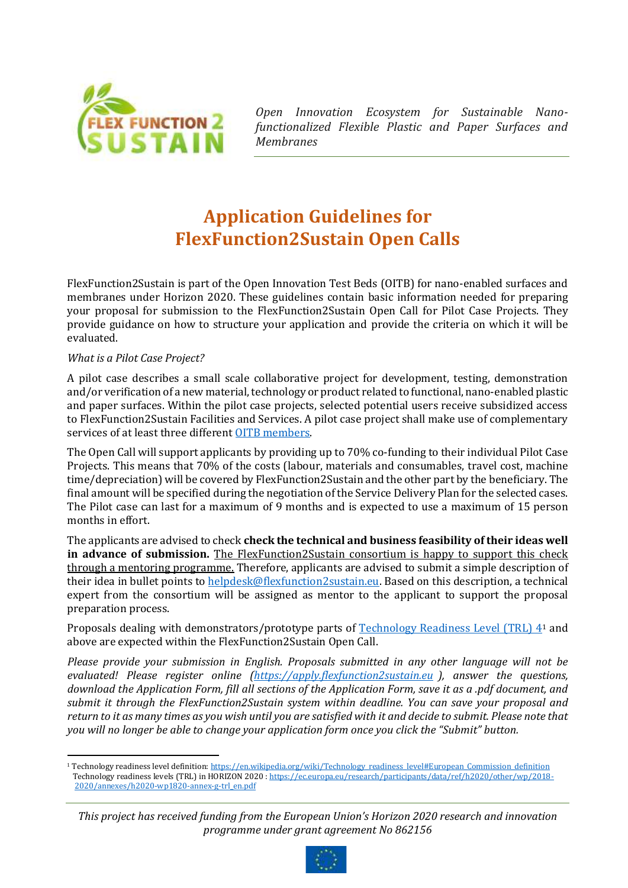*Open Innovation Ecosystem for Sustainable Nano-functionalized Flexible Plastic and Paper Surfaces and Membranes*

# Application Guidelines for FlexFunction2Sustain Open Calls

FlexFunction2Sustain is part of the Open Innovation Test Beds (OITB) for nano-enabled surfaces and membranes under Horizon 2020. These guidelines contain basic information needed for preparing your proposal for submission to the FlexFunction2Sustain Open Call for Pilot Case Projects. They provide guidance on how to structure your application and provide the criteria on which it will be evaluated.

*What is a Pilot Case Project?*

A pilot case describes a small scale collaborative project for development, testing, demonstration and/or verification of a new material, technology or product related to functional, nano-enabled plastic and paper surfaces. Within the pilot case projects, selected potential users receive subsidized access to FlexFunction2Sustain Facilities and Services. A pilot case project shall make use of complementary services of at least three different OITB members.

The Open Call will support applicants by providing up to 70% co-funding to their individual Pilot Case Projects. This means that 70% of the costs (labour, materials and consumables, travel cost, machine time/depreciation) will be covered by FlexFunction2Sustain and the other part by the beneficiary. The final amount will be specified during the negotiation of the Service Delivery Plan for the selected cases. The Pilot case can last for a maximum of 9 months and is expected to use a maximum of 15 person months in effort.

The applicants are advised to check **check the technical and business feasibility of their ideas well in advance of submission.** The FlexFunction2Sustain consortium is happy to support this check through a mentoring programme. Therefore, applicants are advised to submit a simple description of their idea in bullet points to helpdesk@flexfunction2sustain.eu. Based on this description, a technical expert from the consortium will be assigned as mentor to the applicant to support the proposal preparation process.

Proposals dealing with demonstrators/prototype parts of Technology Readiness Level (TRL) 4[1] and above are expected within the FlexFunction2Sustain Open Call.

*Please provide your submission in English. Proposals submitted in any other language will not be evaluated! Please register online (https://apply.flexfunction2sustain.eu ), answer the questions, download the Application Form, fill all sections of the Application Form, save it as a .pdf document, and submit it through the FlexFunction2Sustain system within deadline. You can save your proposal and return to it as many times as you wish until you are satisfied with it and decide to submit. Please note that you will no longer be able to change your application form once you click the "Submit" button.*

---

[1] Technology readiness level definition: https://en.wikipedia.org/wiki/Technology_readiness_level#European_Commission_definition
Technology readiness levels (TRL) in HORIZON 2020 : https://ec.europa.eu/research/participants/data/ref/h2020/other/wp/2018-2020/annexes/h2020-wp1820-annex-g-trl_en.pdf

*This project has received funding from the European Union's Horizon 2020 research and innovation programme under grant agreement No 862156*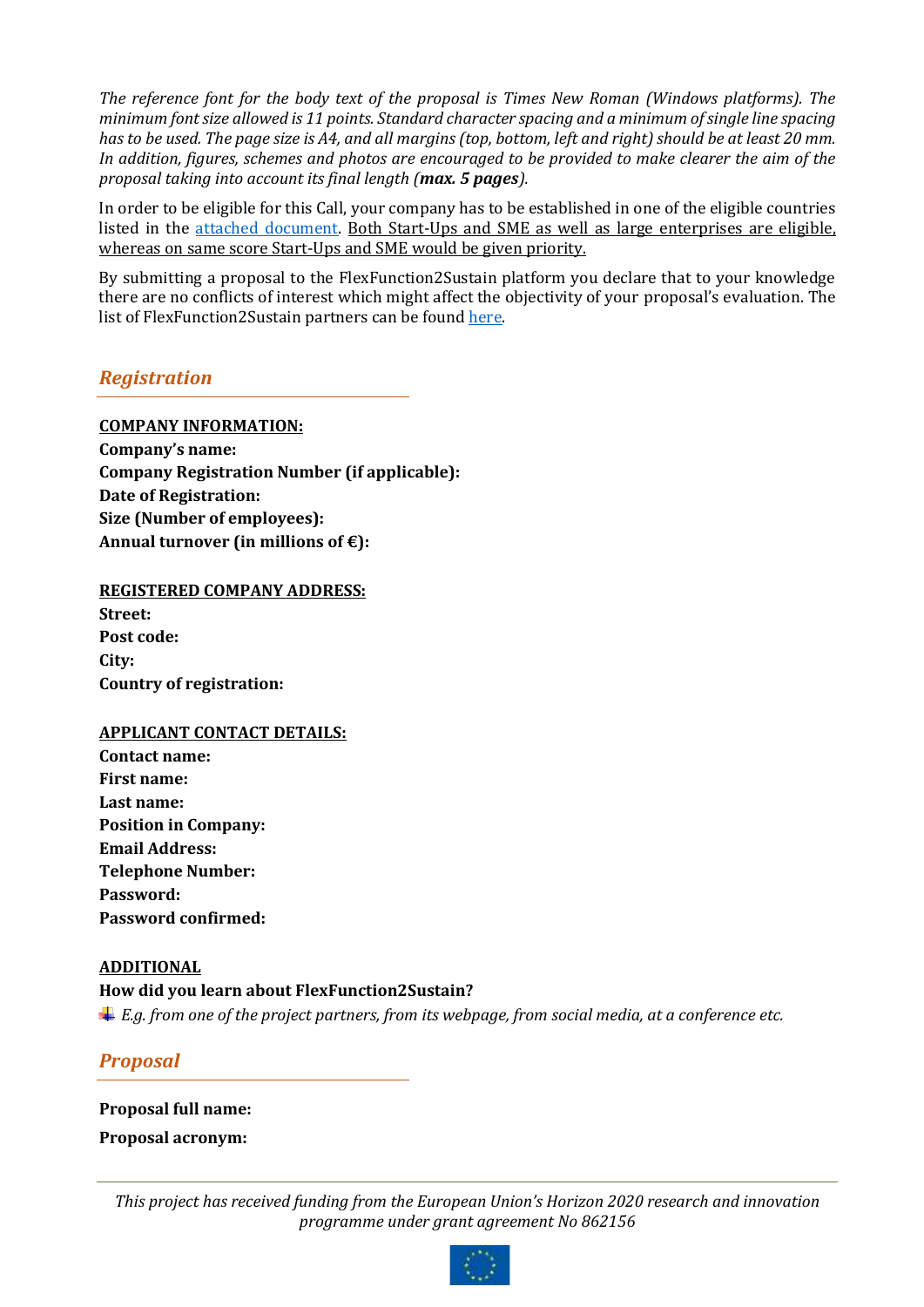*The reference font for the body text of the proposal is Times New Roman (Windows platforms). The minimum font size allowed is 11 points. Standard character spacing and a minimum of single line spacing has to be used. The page size is A4, and all margins (top, bottom, left and right) should be at least 20 mm. In addition, figures, schemes and photos are encouraged to be provided to make clearer the aim of the proposal taking into account its final length (**max. 5 pages**).*

In order to be eligible for this Call, your company has to be established in one of the eligible countries listed in the attached document. Both Start-Ups and SME as well as large enterprises are eligible, whereas on same score Start-Ups and SME would be given priority.

By submitting a proposal to the FlexFunction2Sustain platform you declare that to your knowledge there are no conflicts of interest which might affect the objectivity of your proposal's evaluation. The list of FlexFunction2Sustain partners can be found here.

## *Registration*

**COMPANY INFORMATION:**
**Company's name:**
**Company Registration Number (if applicable):**
**Date of Registration:**
**Size (Number of employees):**
**Annual turnover (in millions of €):**

**REGISTERED COMPANY ADDRESS:**
**Street:**
**Post code:**
**City:**
**Country of registration:**

**APPLICANT CONTACT DETAILS:**
**Contact name:**
**First name:**
**Last name:**
**Position in Company:**
**Email Address:**
**Telephone Number:**
**Password:**
**Password confirmed:**

**ADDITIONAL**
**How did you learn about FlexFunction2Sustain?**
*E.g. from one of the project partners, from its webpage, from social media, at a conference etc.*

## *Proposal*

**Proposal full name:**

**Proposal acronym:**

*This project has received funding from the European Union's Horizon 2020 research and innovation programme under grant agreement No 862156*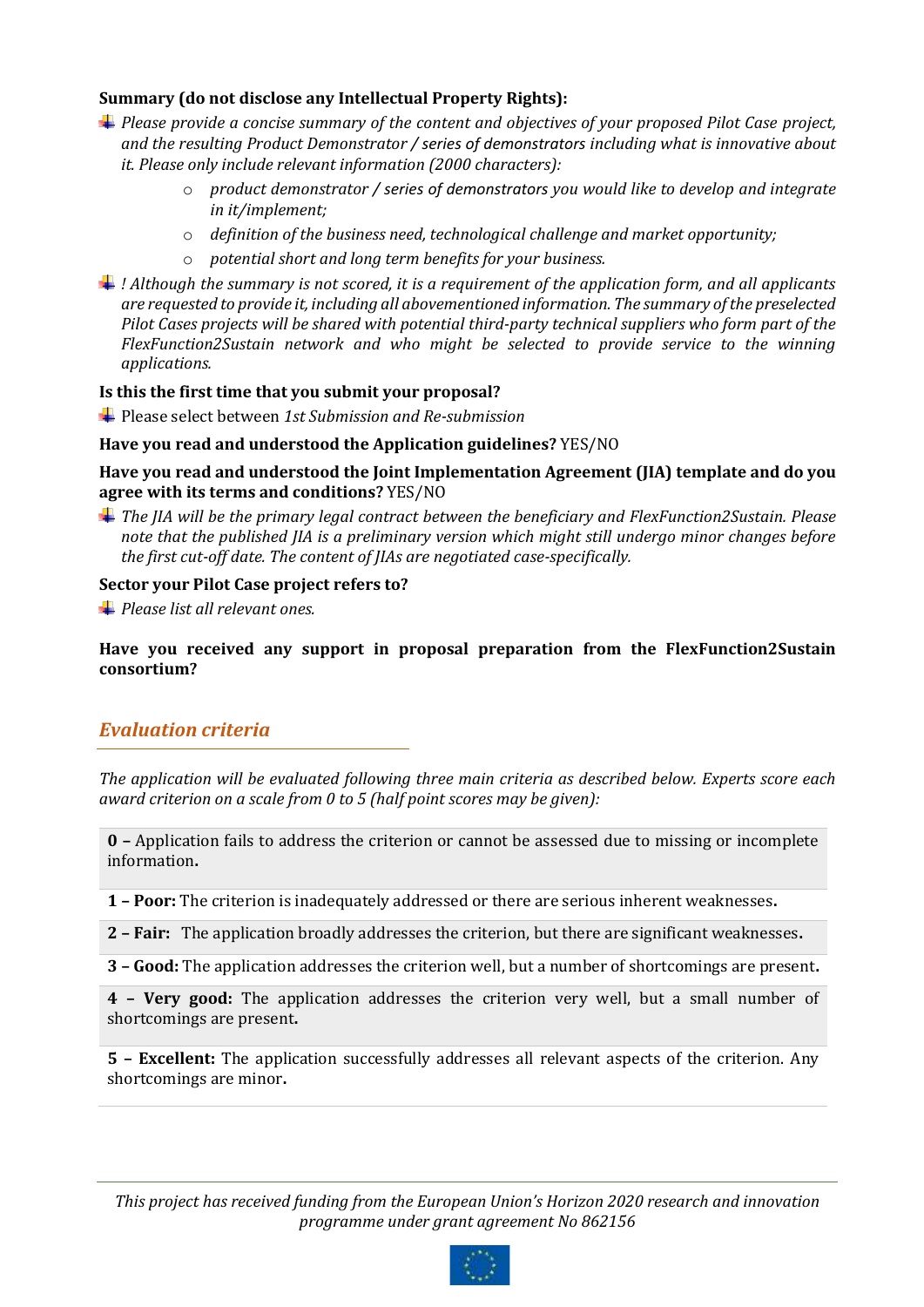**Summary (do not disclose any Intellectual Property Rights):**

- *Please provide a concise summary of the content and objectives of your proposed Pilot Case project, and the resulting Product Demonstrator / series of demonstrators including what is innovative about it. Please only include relevant information (2000 characters):*
  - *product demonstrator / series of demonstrators you would like to develop and integrate in it/implement;*
  - *definition of the business need, technological challenge and market opportunity;*
  - *potential short and long term benefits for your business.*
- *! Although the summary is not scored, it is a requirement of the application form, and all applicants are requested to provide it, including all abovementioned information. The summary of the preselected Pilot Cases projects will be shared with potential third-party technical suppliers who form part of the FlexFunction2Sustain network and who might be selected to provide service to the winning applications.*

**Is this the first time that you submit your proposal?**

- Please select between *1st Submission and Re-submission*

**Have you read and understood the Application guidelines?** YES/NO

**Have you read and understood the Joint Implementation Agreement (JIA) template and do you agree with its terms and conditions?** YES/NO

- *The JIA will be the primary legal contract between the beneficiary and FlexFunction2Sustain. Please note that the published JIA is a preliminary version which might still undergo minor changes before the first cut-off date. The content of JIAs are negotiated case-specifically.*

**Sector your Pilot Case project refers to?**

- *Please list all relevant ones.*

**Have you received any support in proposal preparation from the FlexFunction2Sustain consortium?**

## *Evaluation criteria*

*The application will be evaluated following three main criteria as described below. Experts score each award criterion on a scale from 0 to 5 (half point scores may be given):*

| |
|---|
| **0 –** Application fails to address the criterion or cannot be assessed due to missing or incomplete information. |
| **1 – Poor:** The criterion is inadequately addressed or there are serious inherent weaknesses. |
| **2 – Fair:** The application broadly addresses the criterion, but there are significant weaknesses. |
| **3 – Good:** The application addresses the criterion well, but a number of shortcomings are present. |
| **4 – Very good:** The application addresses the criterion very well, but a small number of shortcomings are present. |
| **5 – Excellent:** The application successfully addresses all relevant aspects of the criterion. Any shortcomings are minor. |

*This project has received funding from the European Union's Horizon 2020 research and innovation programme under grant agreement No 862156*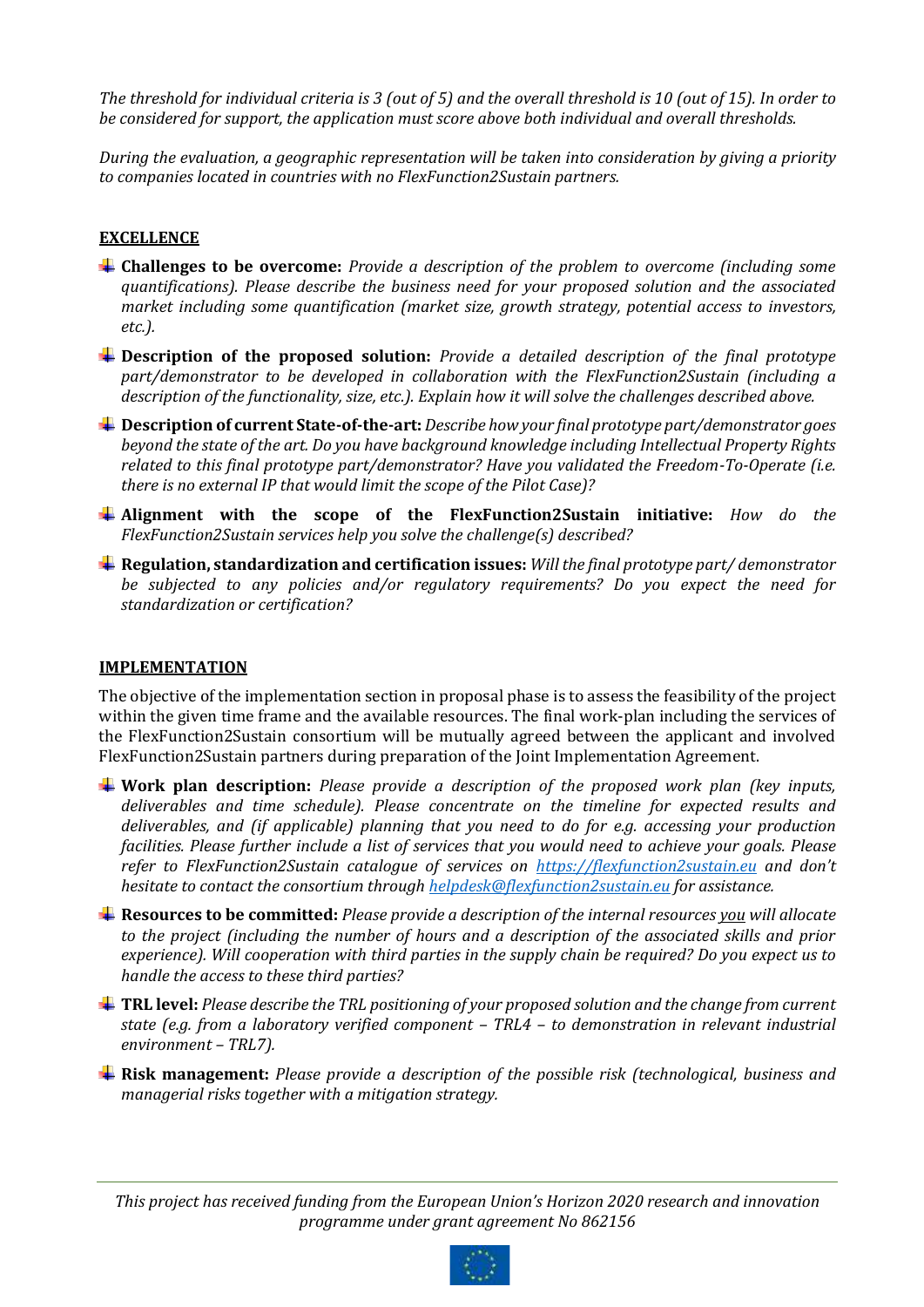*The threshold for individual criteria is 3 (out of 5) and the overall threshold is 10 (out of 15). In order to be considered for support, the application must score above both individual and overall thresholds.*

*During the evaluation, a geographic representation will be taken into consideration by giving a priority to companies located in countries with no FlexFunction2Sustain partners.*

**EXCELLENCE**

- **Challenges to be overcome:** *Provide a description of the problem to overcome (including some quantifications). Please describe the business need for your proposed solution and the associated market including some quantification (market size, growth strategy, potential access to investors, etc.).*
- **Description of the proposed solution:** *Provide a detailed description of the final prototype part/demonstrator to be developed in collaboration with the FlexFunction2Sustain (including a description of the functionality, size, etc.). Explain how it will solve the challenges described above.*
- **Description of current State-of-the-art:** *Describe how your final prototype part/demonstrator goes beyond the state of the art. Do you have background knowledge including Intellectual Property Rights related to this final prototype part/demonstrator? Have you validated the Freedom-To-Operate (i.e. there is no external IP that would limit the scope of the Pilot Case)?*
- **Alignment with the scope of the FlexFunction2Sustain initiative:** *How do the FlexFunction2Sustain services help you solve the challenge(s) described?*
- **Regulation, standardization and certification issues:** *Will the final prototype part/ demonstrator be subjected to any policies and/or regulatory requirements? Do you expect the need for standardization or certification?*

**IMPLEMENTATION**

The objective of the implementation section in proposal phase is to assess the feasibility of the project within the given time frame and the available resources. The final work-plan including the services of the FlexFunction2Sustain consortium will be mutually agreed between the applicant and involved FlexFunction2Sustain partners during preparation of the Joint Implementation Agreement.

- **Work plan description:** *Please provide a description of the proposed work plan (key inputs, deliverables and time schedule). Please concentrate on the timeline for expected results and deliverables, and (if applicable) planning that you need to do for e.g. accessing your production facilities. Please further include a list of services that you would need to achieve your goals. Please refer to FlexFunction2Sustain catalogue of services on [https://flexfunction2sustain.eu](https://flexfunction2sustain.eu) and don't hesitate to contact the consortium through [helpdesk@flexfunction2sustain.eu](mailto:helpdesk@flexfunction2sustain.eu) for assistance.*
- **Resources to be committed:** *Please provide a description of the internal resources you will allocate to the project (including the number of hours and a description of the associated skills and prior experience). Will cooperation with third parties in the supply chain be required? Do you expect us to handle the access to these third parties?*
- **TRL level:** *Please describe the TRL positioning of your proposed solution and the change from current state (e.g. from a laboratory verified component – TRL4 – to demonstration in relevant industrial environment – TRL7).*
- **Risk management:** *Please provide a description of the possible risk (technological, business and managerial risks together with a mitigation strategy.*

*This project has received funding from the European Union's Horizon 2020 research and innovation programme under grant agreement No 862156*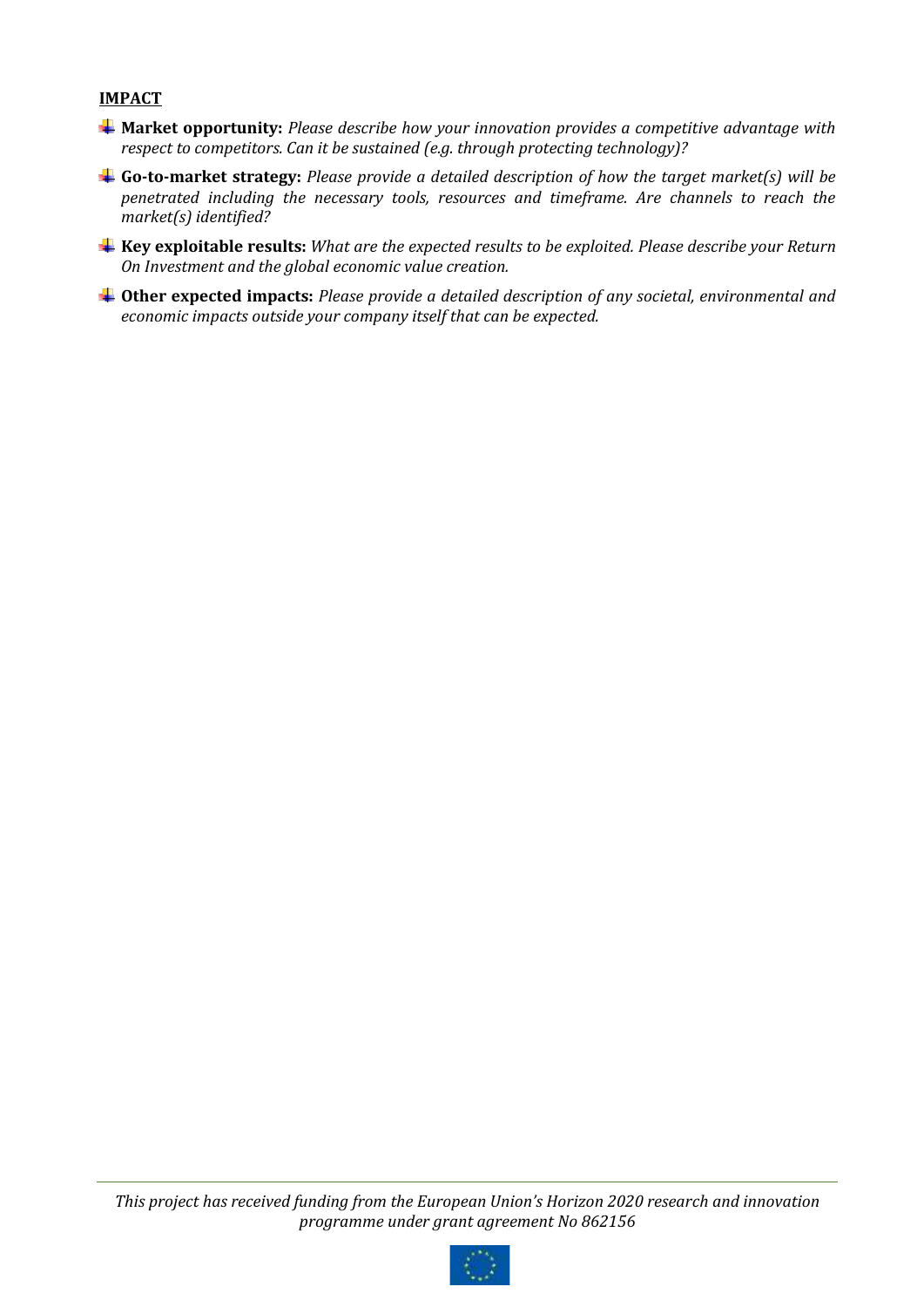**IMPACT**

- **Market opportunity:** *Please describe how your innovation provides a competitive advantage with respect to competitors. Can it be sustained (e.g. through protecting technology)?*
- **Go-to-market strategy:** *Please provide a detailed description of how the target market(s) will be penetrated including the necessary tools, resources and timeframe. Are channels to reach the market(s) identified?*
- **Key exploitable results:** *What are the expected results to be exploited. Please describe your Return On Investment and the global economic value creation.*
- **Other expected impacts:** *Please provide a detailed description of any societal, environmental and economic impacts outside your company itself that can be expected.*

*This project has received funding from the European Union's Horizon 2020 research and innovation programme under grant agreement No 862156*